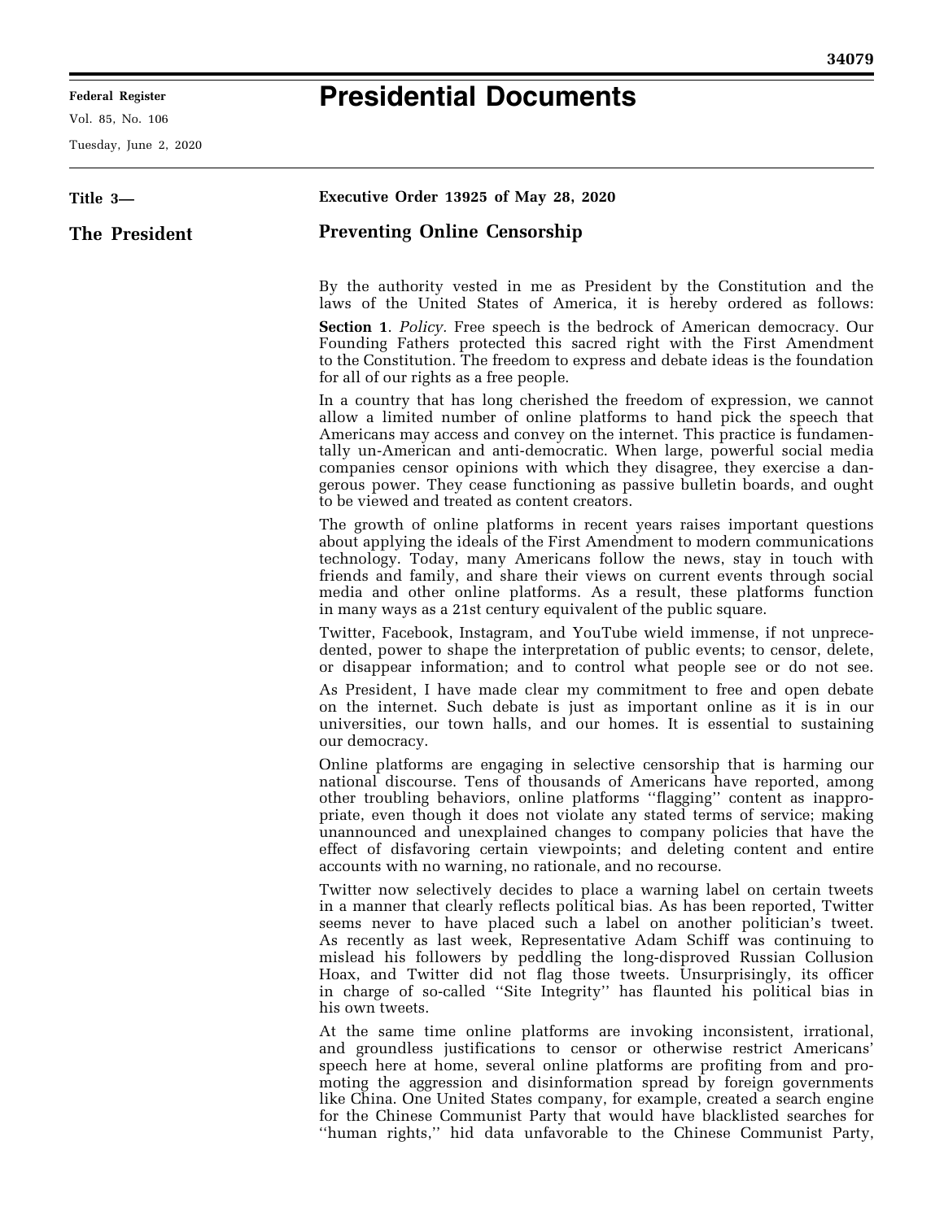# Presidential Documents

**Title 3—**

**The President**

**Executive Order 13925 of May 28, 2020**

## Preventing Online Censorship

By the authority vested in me as President by the Constitution and the laws of the United States of America, it is hereby ordered as follows:

**Section 1**. *Policy.* Free speech is the bedrock of American democracy. Our Founding Fathers protected this sacred right with the First Amendment to the Constitution. The freedom to express and debate ideas is the foundation for all of our rights as a free people.

In a country that has long cherished the freedom of expression, we cannot allow a limited number of online platforms to hand pick the speech that Americans may access and convey on the internet. This practice is fundamentally un-American and anti-democratic. When large, powerful social media companies censor opinions with which they disagree, they exercise a dangerous power. They cease functioning as passive bulletin boards, and ought to be viewed and treated as content creators.

The growth of online platforms in recent years raises important questions about applying the ideals of the First Amendment to modern communications technology. Today, many Americans follow the news, stay in touch with friends and family, and share their views on current events through social media and other online platforms. As a result, these platforms function in many ways as a 21st century equivalent of the public square.

Twitter, Facebook, Instagram, and YouTube wield immense, if not unprecedented, power to shape the interpretation of public events; to censor, delete, or disappear information; and to control what people see or do not see.

As President, I have made clear my commitment to free and open debate on the internet. Such debate is just as important online as it is in our universities, our town halls, and our homes. It is essential to sustaining our democracy.

Online platforms are engaging in selective censorship that is harming our national discourse. Tens of thousands of Americans have reported, among other troubling behaviors, online platforms ''flagging'' content as inappropriate, even though it does not violate any stated terms of service; making unannounced and unexplained changes to company policies that have the effect of disfavoring certain viewpoints; and deleting content and entire accounts with no warning, no rationale, and no recourse.

Twitter now selectively decides to place a warning label on certain tweets in a manner that clearly reflects political bias. As has been reported, Twitter seems never to have placed such a label on another politician's tweet. As recently as last week, Representative Adam Schiff was continuing to mislead his followers by peddling the long-disproved Russian Collusion Hoax, and Twitter did not flag those tweets. Unsurprisingly, its officer in charge of so-called ''Site Integrity'' has flaunted his political bias in his own tweets.

At the same time online platforms are invoking inconsistent, irrational, and groundless justifications to censor or otherwise restrict Americans' speech here at home, several online platforms are profiting from and promoting the aggression and disinformation spread by foreign governments like China. One United States company, for example, created a search engine for the Chinese Communist Party that would have blacklisted searches for ''human rights,'' hid data unfavorable to the Chinese Communist Party,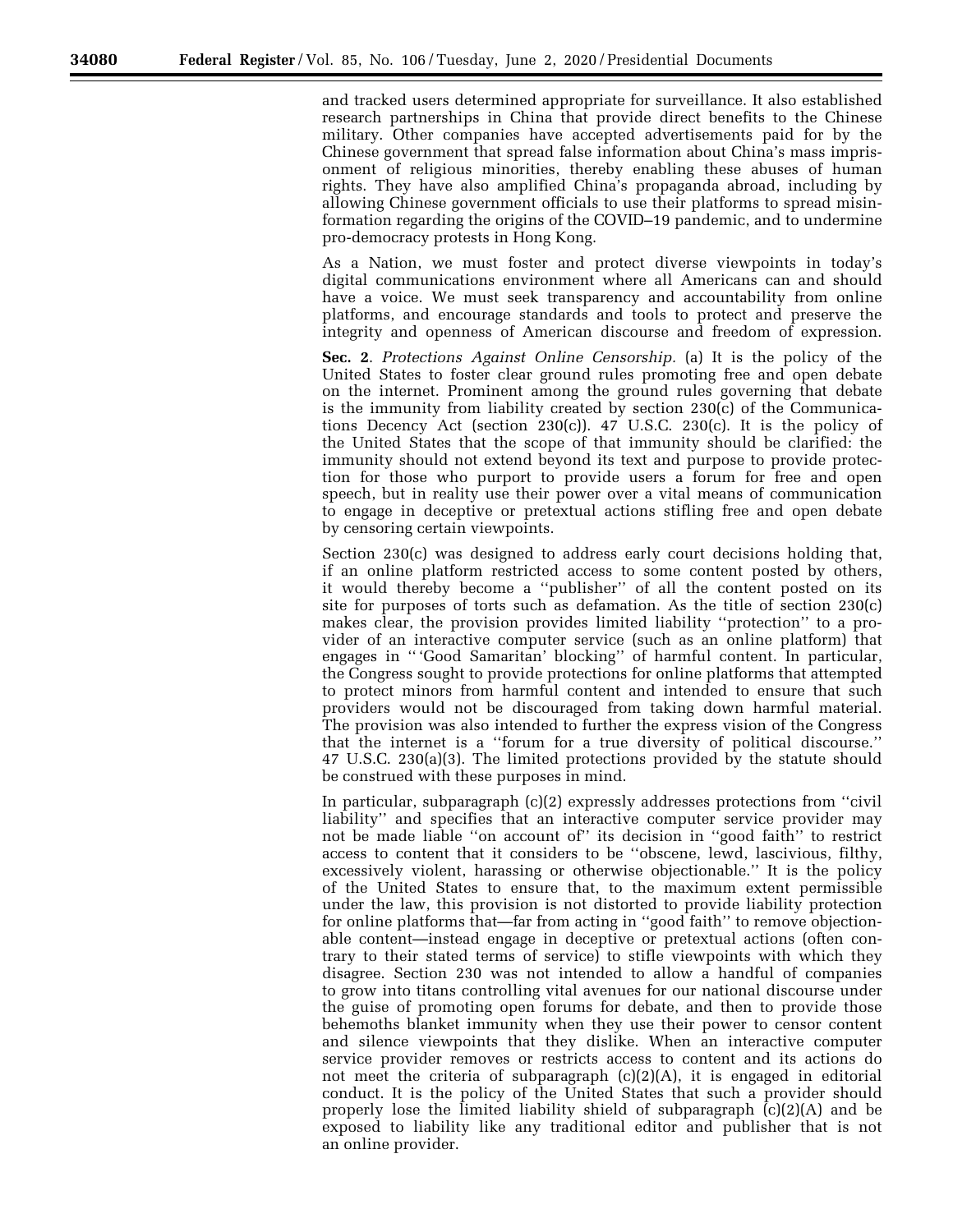and tracked users determined appropriate for surveillance. It also established research partnerships in China that provide direct benefits to the Chinese military. Other companies have accepted advertisements paid for by the Chinese government that spread false information about China's mass imprisonment of religious minorities, thereby enabling these abuses of human rights. They have also amplified China's propaganda abroad, including by allowing Chinese government officials to use their platforms to spread misinformation regarding the origins of the COVID–19 pandemic, and to undermine pro-democracy protests in Hong Kong.

As a Nation, we must foster and protect diverse viewpoints in today's digital communications environment where all Americans can and should have a voice. We must seek transparency and accountability from online platforms, and encourage standards and tools to protect and preserve the integrity and openness of American discourse and freedom of expression.

**Sec. 2**. *Protections Against Online Censorship.* (a) It is the policy of the United States to foster clear ground rules promoting free and open debate on the internet. Prominent among the ground rules governing that debate is the immunity from liability created by section 230(c) of the Communications Decency Act (section 230(c)). 47 U.S.C. 230(c). It is the policy of the United States that the scope of that immunity should be clarified: the immunity should not extend beyond its text and purpose to provide protection for those who purport to provide users a forum for free and open speech, but in reality use their power over a vital means of communication to engage in deceptive or pretextual actions stifling free and open debate by censoring certain viewpoints.

Section 230(c) was designed to address early court decisions holding that, if an online platform restricted access to some content posted by others, it would thereby become a ''publisher'' of all the content posted on its site for purposes of torts such as defamation. As the title of section 230(c) makes clear, the provision provides limited liability ''protection'' to a provider of an interactive computer service (such as an online platform) that engages in '' 'Good Samaritan' blocking'' of harmful content. In particular, the Congress sought to provide protections for online platforms that attempted to protect minors from harmful content and intended to ensure that such providers would not be discouraged from taking down harmful material. The provision was also intended to further the express vision of the Congress that the internet is a ''forum for a true diversity of political discourse.'' 47 U.S.C. 230(a)(3). The limited protections provided by the statute should be construed with these purposes in mind.

In particular, subparagraph (c)(2) expressly addresses protections from ''civil liability'' and specifies that an interactive computer service provider may not be made liable ''on account of'' its decision in ''good faith'' to restrict access to content that it considers to be ''obscene, lewd, lascivious, filthy, excessively violent, harassing or otherwise objectionable.'' It is the policy of the United States to ensure that, to the maximum extent permissible under the law, this provision is not distorted to provide liability protection for online platforms that—far from acting in ''good faith'' to remove objectionable content—instead engage in deceptive or pretextual actions (often contrary to their stated terms of service) to stifle viewpoints with which they disagree. Section 230 was not intended to allow a handful of companies to grow into titans controlling vital avenues for our national discourse under the guise of promoting open forums for debate, and then to provide those behemoths blanket immunity when they use their power to censor content and silence viewpoints that they dislike. When an interactive computer service provider removes or restricts access to content and its actions do not meet the criteria of subparagraph (c)(2)(A), it is engaged in editorial conduct. It is the policy of the United States that such a provider should properly lose the limited liability shield of subparagraph (c)(2)(A) and be exposed to liability like any traditional editor and publisher that is not an online provider.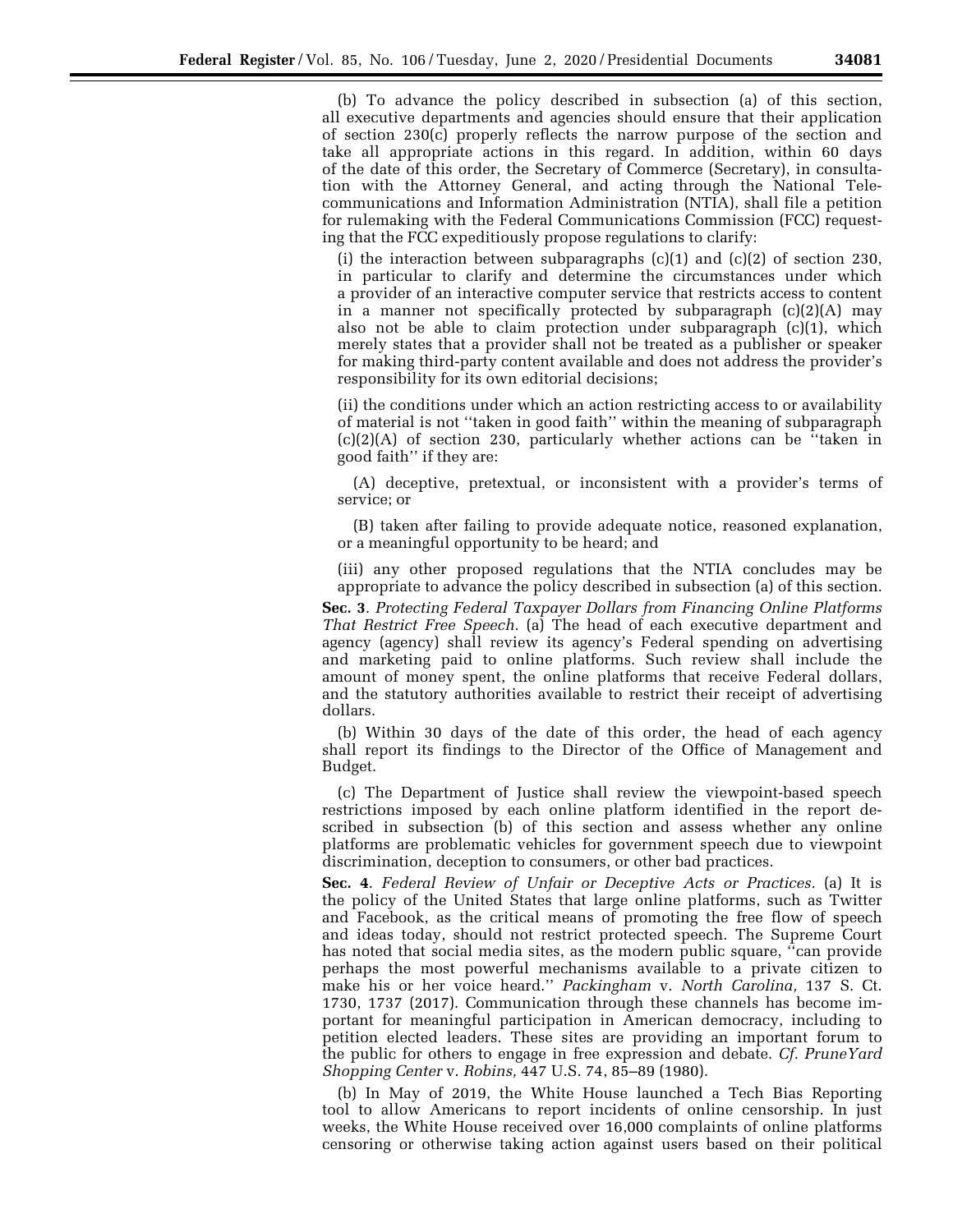(b) To advance the policy described in subsection (a) of this section, all executive departments and agencies should ensure that their application of section 230(c) properly reflects the narrow purpose of the section and take all appropriate actions in this regard. In addition, within 60 days of the date of this order, the Secretary of Commerce (Secretary), in consultation with the Attorney General, and acting through the National Telecommunications and Information Administration (NTIA), shall file a petition for rulemaking with the Federal Communications Commission (FCC) requesting that the FCC expeditiously propose regulations to clarify:

(i) the interaction between subparagraphs (c)(1) and (c)(2) of section 230, in particular to clarify and determine the circumstances under which a provider of an interactive computer service that restricts access to content in a manner not specifically protected by subparagraph (c)(2)(A) may also not be able to claim protection under subparagraph (c)(1), which merely states that a provider shall not be treated as a publisher or speaker for making third-party content available and does not address the provider's responsibility for its own editorial decisions;

(ii) the conditions under which an action restricting access to or availability of material is not "taken in good faith" within the meaning of subparagraph (c)(2)(A) of section 230, particularly whether actions can be "taken in good faith" if they are:

(A) deceptive, pretextual, or inconsistent with a provider's terms of service; or

(B) taken after failing to provide adequate notice, reasoned explanation, or a meaningful opportunity to be heard; and

(iii) any other proposed regulations that the NTIA concludes may be appropriate to advance the policy described in subsection (a) of this section.

**Sec. 3**. *Protecting Federal Taxpayer Dollars from Financing Online Platforms That Restrict Free Speech.* (a) The head of each executive department and agency (agency) shall review its agency's Federal spending on advertising and marketing paid to online platforms. Such review shall include the amount of money spent, the online platforms that receive Federal dollars, and the statutory authorities available to restrict their receipt of advertising dollars.

(b) Within 30 days of the date of this order, the head of each agency shall report its findings to the Director of the Office of Management and Budget.

(c) The Department of Justice shall review the viewpoint-based speech restrictions imposed by each online platform identified in the report described in subsection (b) of this section and assess whether any online platforms are problematic vehicles for government speech due to viewpoint discrimination, deception to consumers, or other bad practices.

**Sec. 4**. *Federal Review of Unfair or Deceptive Acts or Practices.* (a) It is the policy of the United States that large online platforms, such as Twitter and Facebook, as the critical means of promoting the free flow of speech and ideas today, should not restrict protected speech. The Supreme Court has noted that social media sites, as the modern public square, "can provide perhaps the most powerful mechanisms available to a private citizen to make his or her voice heard." *Packingham* v. *North Carolina,* 137 S. Ct. 1730, 1737 (2017). Communication through these channels has become important for meaningful participation in American democracy, including to petition elected leaders. These sites are providing an important forum to the public for others to engage in free expression and debate. *Cf. PruneYard Shopping Center* v. *Robins,* 447 U.S. 74, 85–89 (1980).

(b) In May of 2019, the White House launched a Tech Bias Reporting tool to allow Americans to report incidents of online censorship. In just weeks, the White House received over 16,000 complaints of online platforms censoring or otherwise taking action against users based on their political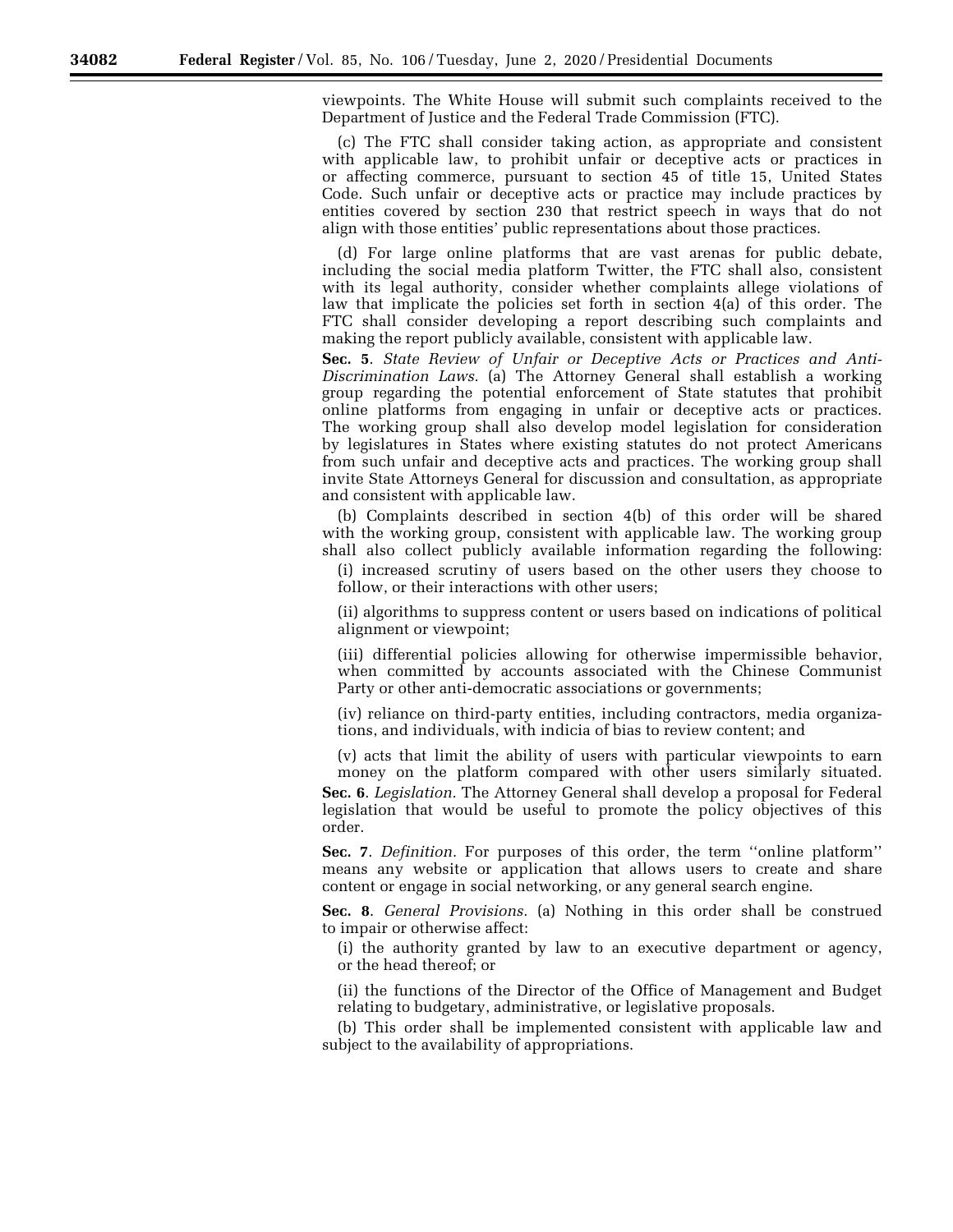viewpoints. The White House will submit such complaints received to the Department of Justice and the Federal Trade Commission (FTC).

(c) The FTC shall consider taking action, as appropriate and consistent with applicable law, to prohibit unfair or deceptive acts or practices in or affecting commerce, pursuant to section 45 of title 15, United States Code. Such unfair or deceptive acts or practice may include practices by entities covered by section 230 that restrict speech in ways that do not align with those entities' public representations about those practices.

(d) For large online platforms that are vast arenas for public debate, including the social media platform Twitter, the FTC shall also, consistent with its legal authority, consider whether complaints allege violations of law that implicate the policies set forth in section 4(a) of this order. The FTC shall consider developing a report describing such complaints and making the report publicly available, consistent with applicable law.

**Sec. 5**. *State Review of Unfair or Deceptive Acts or Practices and Anti-Discrimination Laws.* (a) The Attorney General shall establish a working group regarding the potential enforcement of State statutes that prohibit online platforms from engaging in unfair or deceptive acts or practices. The working group shall also develop model legislation for consideration by legislatures in States where existing statutes do not protect Americans from such unfair and deceptive acts and practices. The working group shall invite State Attorneys General for discussion and consultation, as appropriate and consistent with applicable law.

(b) Complaints described in section 4(b) of this order will be shared with the working group, consistent with applicable law. The working group shall also collect publicly available information regarding the following:

(i) increased scrutiny of users based on the other users they choose to follow, or their interactions with other users;

(ii) algorithms to suppress content or users based on indications of political alignment or viewpoint;

(iii) differential policies allowing for otherwise impermissible behavior, when committed by accounts associated with the Chinese Communist Party or other anti-democratic associations or governments;

(iv) reliance on third-party entities, including contractors, media organizations, and individuals, with indicia of bias to review content; and

(v) acts that limit the ability of users with particular viewpoints to earn money on the platform compared with other users similarly situated.

**Sec. 6**. *Legislation.* The Attorney General shall develop a proposal for Federal legislation that would be useful to promote the policy objectives of this order.

**Sec. 7**. *Definition.* For purposes of this order, the term ''online platform'' means any website or application that allows users to create and share content or engage in social networking, or any general search engine.

**Sec. 8**. *General Provisions.* (a) Nothing in this order shall be construed to impair or otherwise affect:

(i) the authority granted by law to an executive department or agency, or the head thereof; or

(ii) the functions of the Director of the Office of Management and Budget relating to budgetary, administrative, or legislative proposals.

(b) This order shall be implemented consistent with applicable law and subject to the availability of appropriations.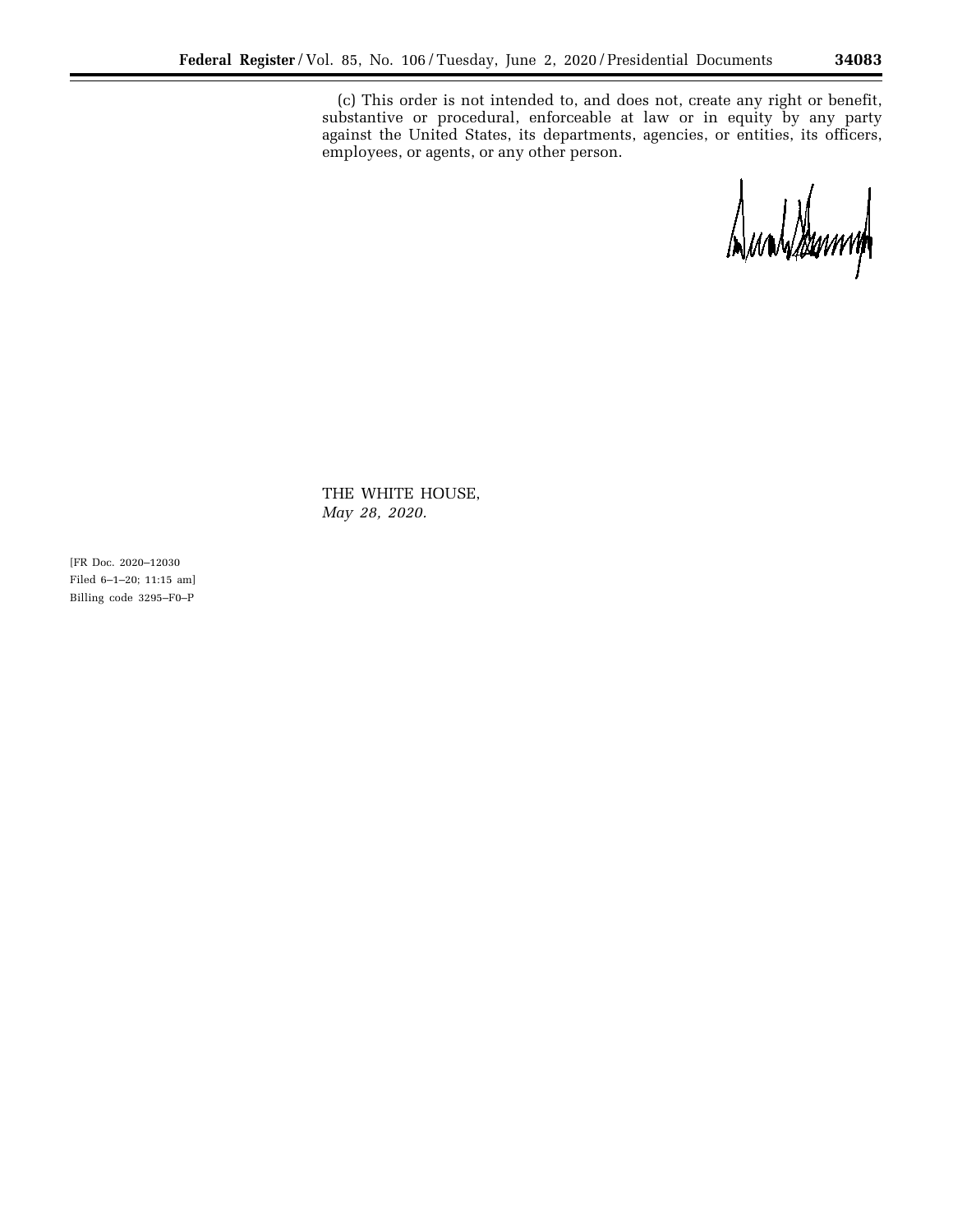(c) This order is not intended to, and does not, create any right or benefit, substantive or procedural, enforceable at law or in equity by any party against the United States, its departments, agencies, or entities, its officers, employees, or agents, or any other person.

THE WHITE HOUSE,
*May 28, 2020.*

[FR Doc. 2020–12030
Filed 6–1–20; 11:15 am]
Billing code 3295–F0–P